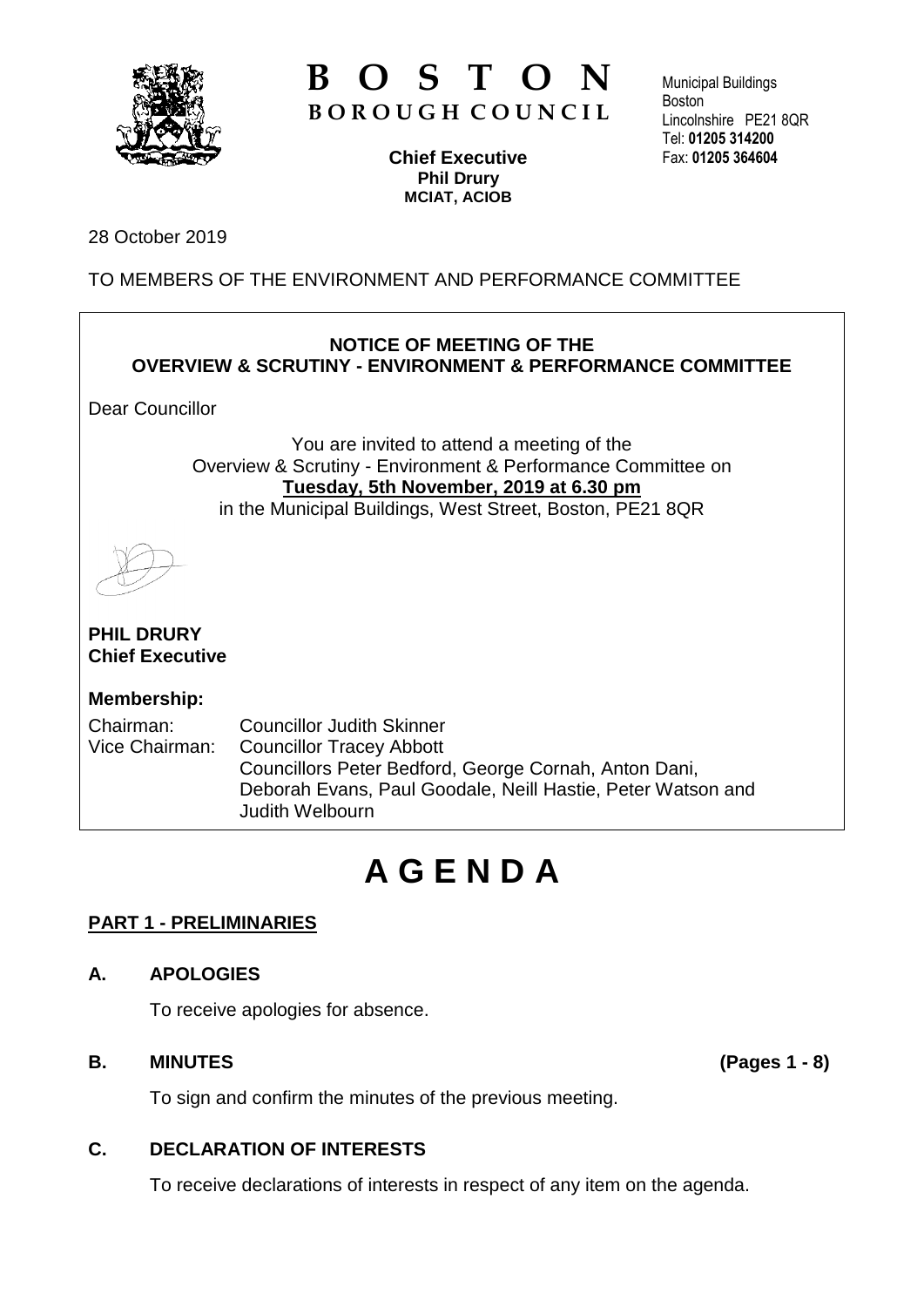# BOSTON
## BOROUGH COUNCIL

Municipal Buildings
Boston
Lincolnshire PE21 8QR
Tel: **01205 314200**
Fax: **01205 364604**

**Chief Executive**
**Phil Drury**
**MCIAT, ACIOB**

28 October 2019

TO MEMBERS OF THE ENVIRONMENT AND PERFORMANCE COMMITTEE

**NOTICE OF MEETING OF THE**
**OVERVIEW & SCRUTINY - ENVIRONMENT & PERFORMANCE COMMITTEE**

Dear Councillor

You are invited to attend a meeting of the
Overview & Scrutiny - Environment & Performance Committee on
**Tuesday, 5th November, 2019 at 6.30 pm**
in the Municipal Buildings, West Street, Boston, PE21 8QR

**PHIL DRURY**
**Chief Executive**

**Membership:**

Chairman: Councillor Judith Skinner
Vice Chairman: Councillor Tracey Abbott
Councillors Peter Bedford, George Cornah, Anton Dani, Deborah Evans, Paul Goodale, Neill Hastie, Peter Watson and Judith Welbourn

# A G E N D A

## PART 1 - PRELIMINARIES

### A. APOLOGIES

To receive apologies for absence.

### B. MINUTES (Pages 1 - 8)

To sign and confirm the minutes of the previous meeting.

### C. DECLARATION OF INTERESTS

To receive declarations of interests in respect of any item on the agenda.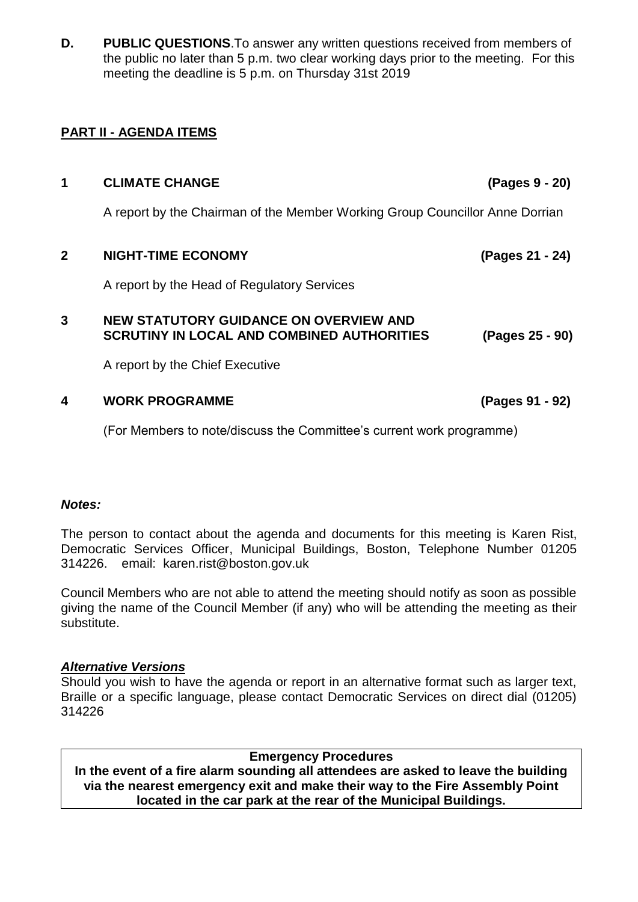**D. PUBLIC QUESTIONS**.To answer any written questions received from members of the public no later than 5 p.m. two clear working days prior to the meeting. For this meeting the deadline is 5 p.m. on Thursday 31st 2019

## PART II - AGENDA ITEMS

**1 CLIMATE CHANGE (Pages 9 - 20)**

A report by the Chairman of the Member Working Group Councillor Anne Dorrian

**2 NIGHT-TIME ECONOMY (Pages 21 - 24)**

A report by the Head of Regulatory Services

**3 NEW STATUTORY GUIDANCE ON OVERVIEW AND SCRUTINY IN LOCAL AND COMBINED AUTHORITIES (Pages 25 - 90)**

A report by the Chief Executive

**4 WORK PROGRAMME (Pages 91 - 92)**

(For Members to note/discuss the Committee's current work programme)

***Notes:***

The person to contact about the agenda and documents for this meeting is Karen Rist, Democratic Services Officer, Municipal Buildings, Boston, Telephone Number 01205 314226. email: karen.rist@boston.gov.uk

Council Members who are not able to attend the meeting should notify as soon as possible giving the name of the Council Member (if any) who will be attending the meeting as their substitute.

***Alternative Versions***

Should you wish to have the agenda or report in an alternative format such as larger text, Braille or a specific language, please contact Democratic Services on direct dial (01205) 314226

**Emergency Procedures**

**In the event of a fire alarm sounding all attendees are asked to leave the building via the nearest emergency exit and make their way to the Fire Assembly Point located in the car park at the rear of the Municipal Buildings.**